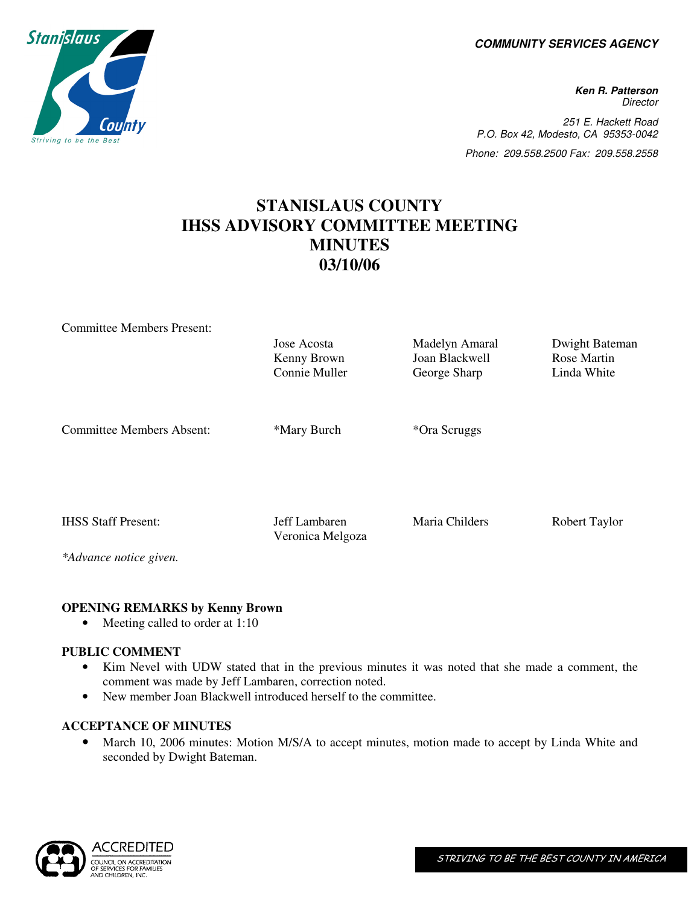**COMMUNITY SERVICES AGENCY**

**Ken R. Patterson**
Director

251 E. Hackett Road
P.O. Box 42, Modesto, CA 95353-0042

Phone: 209.558.2500 Fax: 209.558.2558

# STANISLAUS COUNTY IHSS ADVISORY COMMITTEE MEETING MINUTES 03/10/06

| | | | |
|---|---|---|---|
| Committee Members Present: | Jose Acosta | Madelyn Amaral | Dwight Bateman |
| | Kenny Brown | Joan Blackwell | Rose Martin |
| | Connie Muller | George Sharp | Linda White |
| Committee Members Absent: | *Mary Burch | *Ora Scruggs | |
| IHSS Staff Present: | Jeff Lambaren | Maria Childers | Robert Taylor |
| | Veronica Melgoza | | |

*\*Advance notice given.*

**OPENING REMARKS by Kenny Brown**

- Meeting called to order at 1:10

**PUBLIC COMMENT**

- Kim Nevel with UDW stated that in the previous minutes it was noted that she made a comment, the comment was made by Jeff Lambaren, correction noted.
- New member Joan Blackwell introduced herself to the committee.

**ACCEPTANCE OF MINUTES**

- March 10, 2006 minutes: Motion M/S/A to accept minutes, motion made to accept by Linda White and seconded by Dwight Bateman.

STRIVING TO BE THE BEST COUNTY IN AMERICA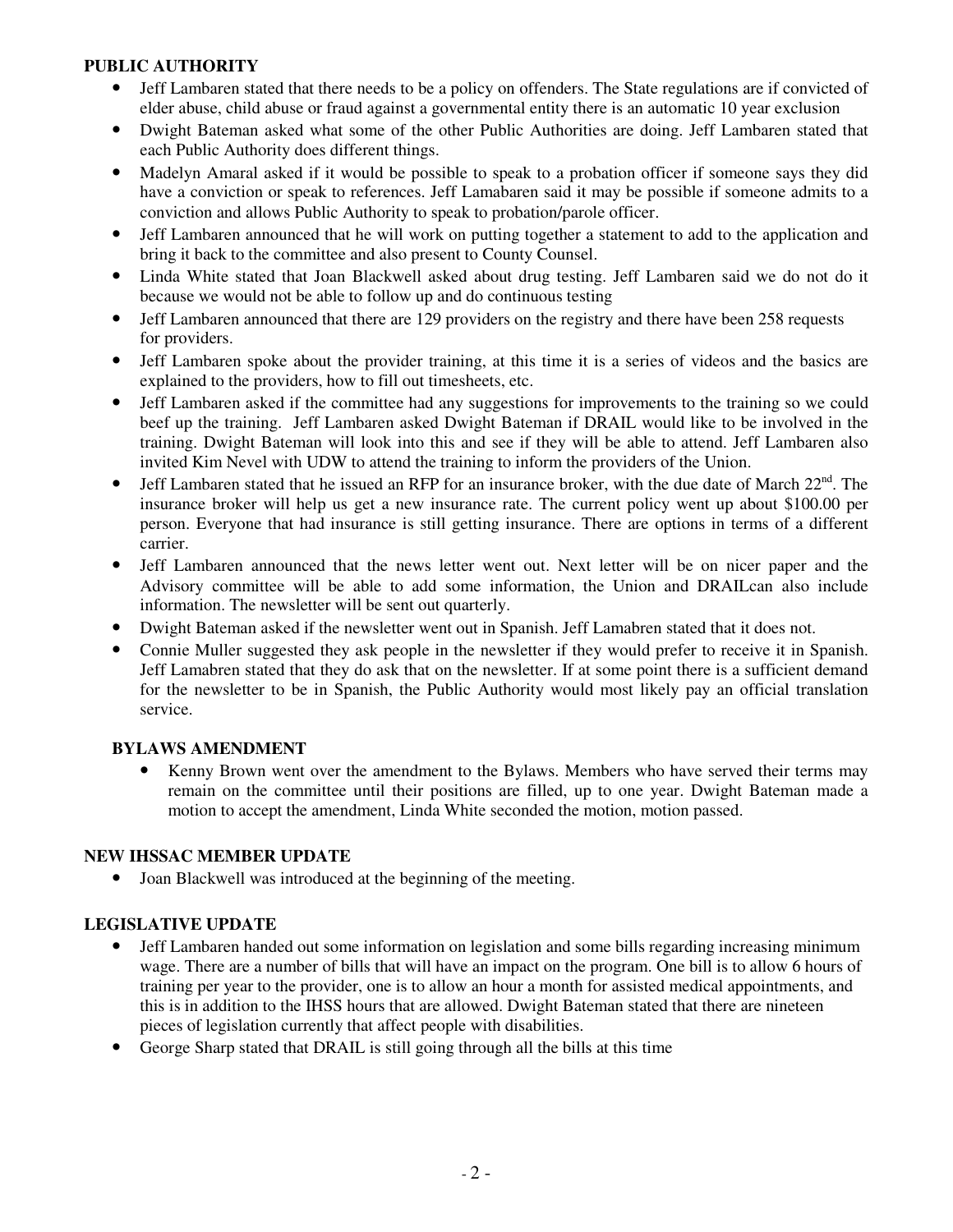**PUBLIC AUTHORITY**

- Jeff Lambaren stated that there needs to be a policy on offenders. The State regulations are if convicted of elder abuse, child abuse or fraud against a governmental entity there is an automatic 10 year exclusion
- Dwight Bateman asked what some of the other Public Authorities are doing. Jeff Lambaren stated that each Public Authority does different things.
- Madelyn Amaral asked if it would be possible to speak to a probation officer if someone says they did have a conviction or speak to references. Jeff Lamabaren said it may be possible if someone admits to a conviction and allows Public Authority to speak to probation/parole officer.
- Jeff Lambaren announced that he will work on putting together a statement to add to the application and bring it back to the committee and also present to County Counsel.
- Linda White stated that Joan Blackwell asked about drug testing. Jeff Lambaren said we do not do it because we would not be able to follow up and do continuous testing
- Jeff Lambaren announced that there are 129 providers on the registry and there have been 258 requests for providers.
- Jeff Lambaren spoke about the provider training, at this time it is a series of videos and the basics are explained to the providers, how to fill out timesheets, etc.
- Jeff Lambaren asked if the committee had any suggestions for improvements to the training so we could beef up the training. Jeff Lambaren asked Dwight Bateman if DRAIL would like to be involved in the training. Dwight Bateman will look into this and see if they will be able to attend. Jeff Lambaren also invited Kim Nevel with UDW to attend the training to inform the providers of the Union.
- Jeff Lambaren stated that he issued an RFP for an insurance broker, with the due date of March 22nd. The insurance broker will help us get a new insurance rate. The current policy went up about $100.00 per person. Everyone that had insurance is still getting insurance. There are options in terms of a different carrier.
- Jeff Lambaren announced that the news letter went out. Next letter will be on nicer paper and the Advisory committee will be able to add some information, the Union and DRAILcan also include information. The newsletter will be sent out quarterly.
- Dwight Bateman asked if the newsletter went out in Spanish. Jeff Lamabren stated that it does not.
- Connie Muller suggested they ask people in the newsletter if they would prefer to receive it in Spanish. Jeff Lamabren stated that they do ask that on the newsletter. If at some point there is a sufficient demand for the newsletter to be in Spanish, the Public Authority would most likely pay an official translation service.

**BYLAWS AMENDMENT**

- Kenny Brown went over the amendment to the Bylaws. Members who have served their terms may remain on the committee until their positions are filled, up to one year. Dwight Bateman made a motion to accept the amendment, Linda White seconded the motion, motion passed.

**NEW IHSSAC MEMBER UPDATE**

- Joan Blackwell was introduced at the beginning of the meeting.

**LEGISLATIVE UPDATE**

- Jeff Lambaren handed out some information on legislation and some bills regarding increasing minimum wage. There are a number of bills that will have an impact on the program. One bill is to allow 6 hours of training per year to the provider, one is to allow an hour a month for assisted medical appointments, and this is in addition to the IHSS hours that are allowed. Dwight Bateman stated that there are nineteen pieces of legislation currently that affect people with disabilities.
- George Sharp stated that DRAIL is still going through all the bills at this time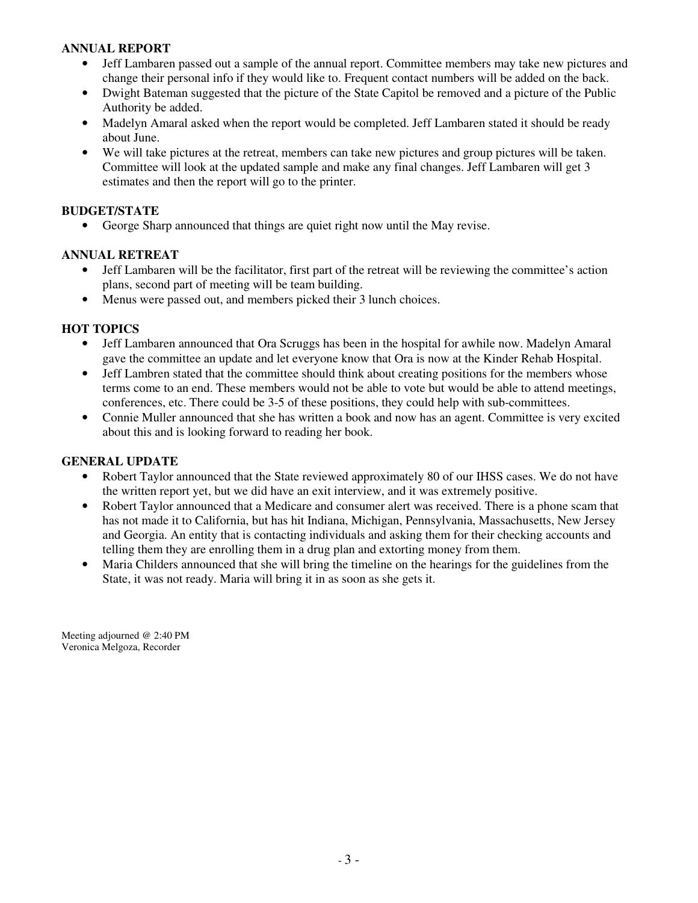**ANNUAL REPORT**

- Jeff Lambaren passed out a sample of the annual report. Committee members may take new pictures and change their personal info if they would like to. Frequent contact numbers will be added on the back.
- Dwight Bateman suggested that the picture of the State Capitol be removed and a picture of the Public Authority be added.
- Madelyn Amaral asked when the report would be completed. Jeff Lambaren stated it should be ready about June.
- We will take pictures at the retreat, members can take new pictures and group pictures will be taken. Committee will look at the updated sample and make any final changes. Jeff Lambaren will get 3 estimates and then the report will go to the printer.

**BUDGET/STATE**

- George Sharp announced that things are quiet right now until the May revise.

**ANNUAL RETREAT**

- Jeff Lambaren will be the facilitator, first part of the retreat will be reviewing the committee's action plans, second part of meeting will be team building.
- Menus were passed out, and members picked their 3 lunch choices.

**HOT TOPICS**

- Jeff Lambaren announced that Ora Scruggs has been in the hospital for awhile now. Madelyn Amaral gave the committee an update and let everyone know that Ora is now at the Kinder Rehab Hospital.
- Jeff Lambren stated that the committee should think about creating positions for the members whose terms come to an end. These members would not be able to vote but would be able to attend meetings, conferences, etc. There could be 3-5 of these positions, they could help with sub-committees.
- Connie Muller announced that she has written a book and now has an agent. Committee is very excited about this and is looking forward to reading her book.

**GENERAL UPDATE**

- Robert Taylor announced that the State reviewed approximately 80 of our IHSS cases. We do not have the written report yet, but we did have an exit interview, and it was extremely positive.
- Robert Taylor announced that a Medicare and consumer alert was received. There is a phone scam that has not made it to California, but has hit Indiana, Michigan, Pennsylvania, Massachusetts, New Jersey and Georgia. An entity that is contacting individuals and asking them for their checking accounts and telling them they are enrolling them in a drug plan and extorting money from them.
- Maria Childers announced that she will bring the timeline on the hearings for the guidelines from the State, it was not ready. Maria will bring it in as soon as she gets it.

Meeting adjourned @ 2:40 PM
Veronica Melgoza, Recorder